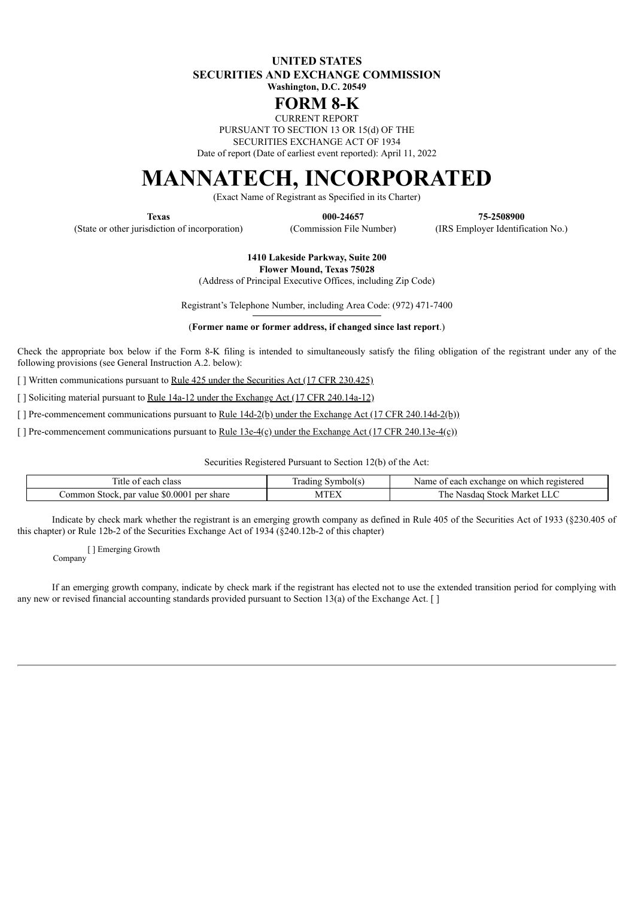**UNITED STATES**
**SECURITIES AND EXCHANGE COMMISSION**
**Washington, D.C. 20549**

# FORM 8-K

CURRENT REPORT
PURSUANT TO SECTION 13 OR 15(d) OF THE
SECURITIES EXCHANGE ACT OF 1934
Date of report (Date of earliest event reported): April 11, 2022

# MANNATECH, INCORPORATED

(Exact Name of Registrant as Specified in its Charter)

| **Texas** | **000-24657** | **75-2508900** |
|---|---|---|
| (State or other jurisdiction of incorporation) | (Commission File Number) | (IRS Employer Identification No.) |

**1410 Lakeside Parkway, Suite 200**
**Flower Mound, Texas 75028**
(Address of Principal Executive Offices, including Zip Code)

Registrant's Telephone Number, including Area Code: (972) 471-7400

(**Former name or former address, if changed since last report**.)

Check the appropriate box below if the Form 8-K filing is intended to simultaneously satisfy the filing obligation of the registrant under any of the following provisions (see General Instruction A.2. below):

[ ] Written communications pursuant to Rule 425 under the Securities Act (17 CFR 230.425)

[ ] Soliciting material pursuant to Rule 14a-12 under the Exchange Act (17 CFR 240.14a-12)

[ ] Pre-commencement communications pursuant to Rule 14d-2(b) under the Exchange Act (17 CFR 240.14d-2(b))

[ ] Pre-commencement communications pursuant to Rule 13e-4(c) under the Exchange Act (17 CFR 240.13e-4(c))

Securities Registered Pursuant to Section 12(b) of the Act:

| Title of each class | Trading Symbol(s) | Name of each exchange on which registered |
|---|---|---|
| Common Stock, par value $0.0001 per share | MTEX | The Nasdaq Stock Market LLC |

Indicate by check mark whether the registrant is an emerging growth company as defined in Rule 405 of the Securities Act of 1933 (§230.405 of this chapter) or Rule 12b-2 of the Securities Exchange Act of 1934 (§240.12b-2 of this chapter)

[ ] Emerging Growth Company

If an emerging growth company, indicate by check mark if the registrant has elected not to use the extended transition period for complying with any new or revised financial accounting standards provided pursuant to Section 13(a) of the Exchange Act. [ ]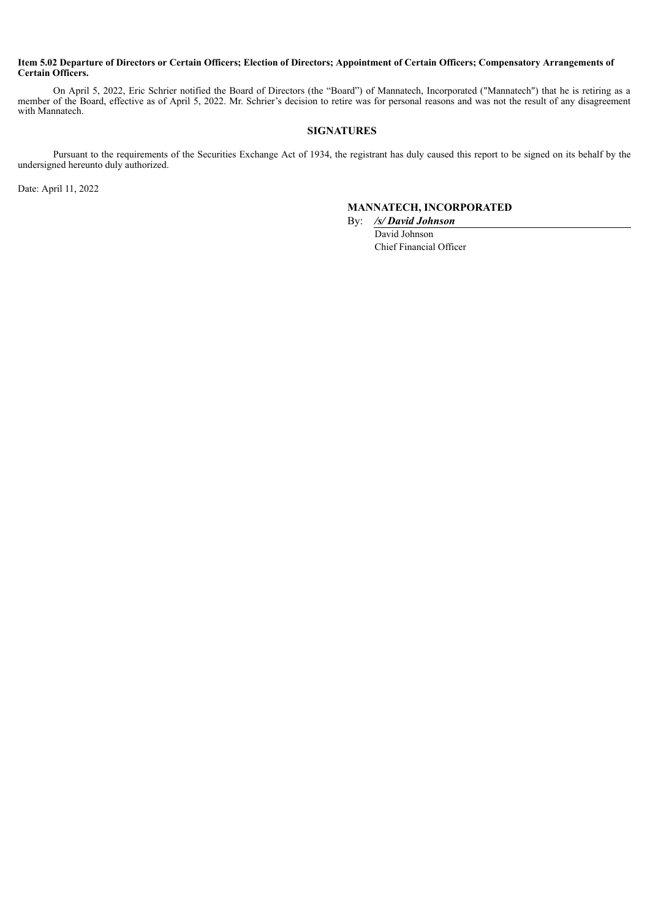**Item 5.02 Departure of Directors or Certain Officers; Election of Directors; Appointment of Certain Officers; Compensatory Arrangements of Certain Officers.**

On April 5, 2022, Eric Schrier notified the Board of Directors (the "Board") of Mannatech, Incorporated ("Mannatech") that he is retiring as a member of the Board, effective as of April 5, 2022. Mr. Schrier's decision to retire was for personal reasons and was not the result of any disagreement with Mannatech.

## SIGNATURES

Pursuant to the requirements of the Securities Exchange Act of 1934, the registrant has duly caused this report to be signed on its behalf by the undersigned hereunto duly authorized.

Date: April 11, 2022

**MANNATECH, INCORPORATED**

By: ***/s/ David Johnson***

David Johnson
Chief Financial Officer